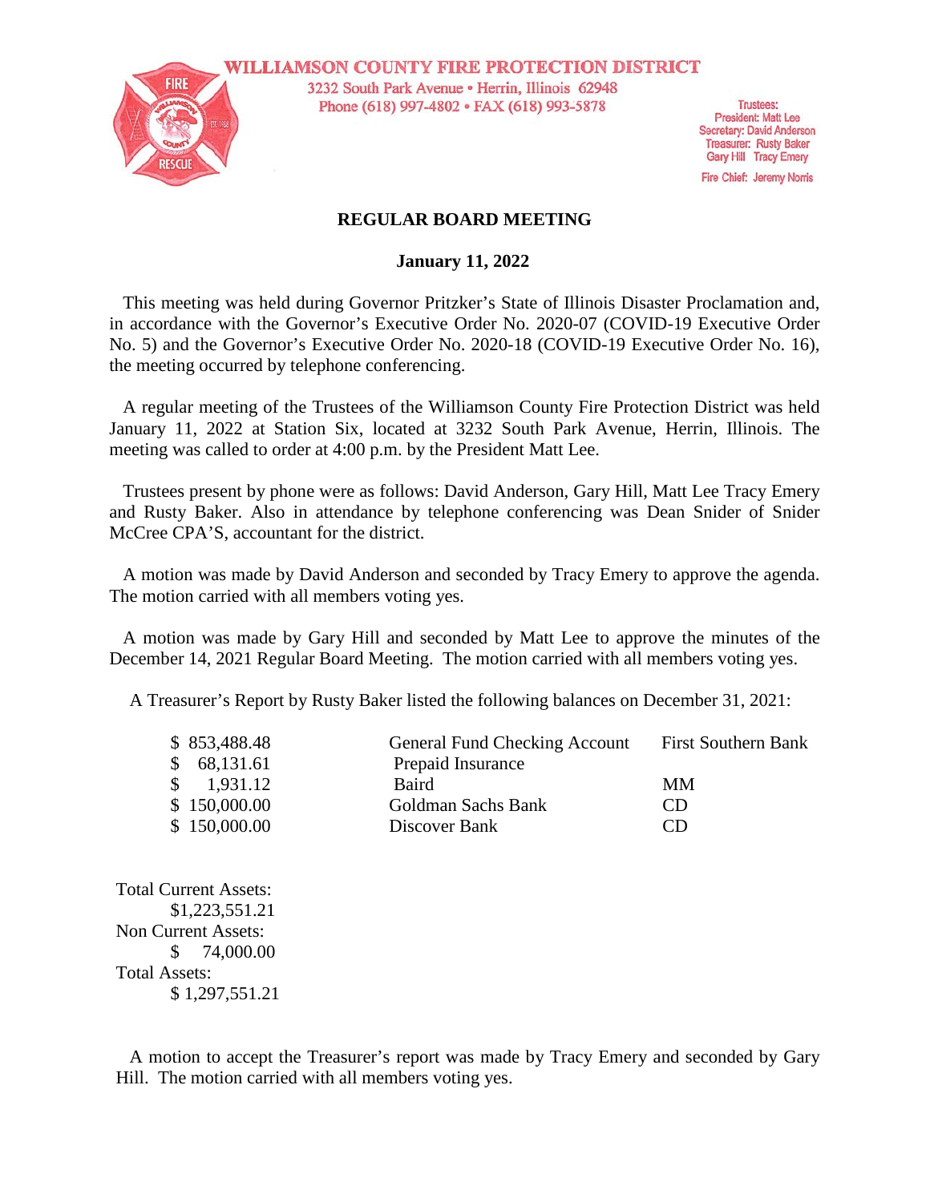**WILLIAMSON COUNTY FIRE PROTECTION DISTRICT**

3232 South Park Avenue • Herrin, Illinois 62948
Phone (618) 997-4802 • FAX (618) 993-5878

Trustees:
President: Matt Lee
Secretary: David Anderson
Treasurer: Rusty Baker
Gary Hill Tracy Emery
Fire Chief: Jeremy Norris

# REGULAR BOARD MEETING

## January 11, 2022

This meeting was held during Governor Pritzker's State of Illinois Disaster Proclamation and, in accordance with the Governor's Executive Order No. 2020-07 (COVID-19 Executive Order No. 5) and the Governor's Executive Order No. 2020-18 (COVID-19 Executive Order No. 16), the meeting occurred by telephone conferencing.

A regular meeting of the Trustees of the Williamson County Fire Protection District was held January 11, 2022 at Station Six, located at 3232 South Park Avenue, Herrin, Illinois. The meeting was called to order at 4:00 p.m. by the President Matt Lee.

Trustees present by phone were as follows: David Anderson, Gary Hill, Matt Lee Tracy Emery and Rusty Baker. Also in attendance by telephone conferencing was Dean Snider of Snider McCree CPA'S, accountant for the district.

A motion was made by David Anderson and seconded by Tracy Emery to approve the agenda. The motion carried with all members voting yes.

A motion was made by Gary Hill and seconded by Matt Lee to approve the minutes of the December 14, 2021 Regular Board Meeting. The motion carried with all members voting yes.

A Treasurer's Report by Rusty Baker listed the following balances on December 31, 2021:

| | | |
|---|---|---|
| $ 853,488.48 | General Fund Checking Account | First Southern Bank |
| $ 68,131.61 | Prepaid Insurance | |
| $ 1,931.12 | Baird | MM |
| $ 150,000.00 | Goldman Sachs Bank | CD |
| $ 150,000.00 | Discover Bank | CD |

Total Current Assets:
$1,223,551.21
Non Current Assets:
$ 74,000.00
Total Assets:
$ 1,297,551.21

A motion to accept the Treasurer's report was made by Tracy Emery and seconded by Gary Hill. The motion carried with all members voting yes.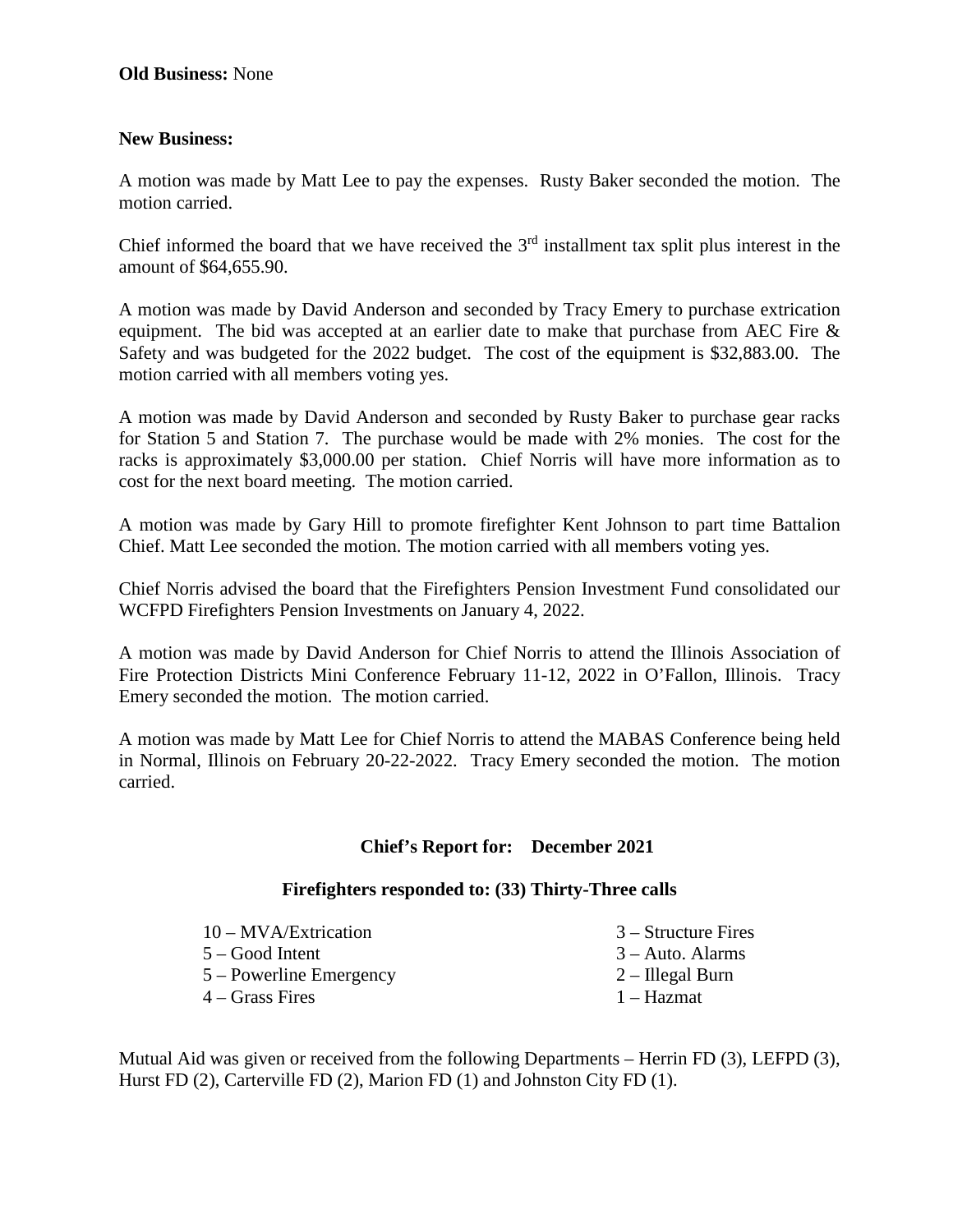**Old Business:** None

**New Business:**

A motion was made by Matt Lee to pay the expenses. Rusty Baker seconded the motion. The motion carried.

Chief informed the board that we have received the 3rd installment tax split plus interest in the amount of $64,655.90.

A motion was made by David Anderson and seconded by Tracy Emery to purchase extrication equipment. The bid was accepted at an earlier date to make that purchase from AEC Fire & Safety and was budgeted for the 2022 budget. The cost of the equipment is $32,883.00. The motion carried with all members voting yes.

A motion was made by David Anderson and seconded by Rusty Baker to purchase gear racks for Station 5 and Station 7. The purchase would be made with 2% monies. The cost for the racks is approximately $3,000.00 per station. Chief Norris will have more information as to cost for the next board meeting. The motion carried.

A motion was made by Gary Hill to promote firefighter Kent Johnson to part time Battalion Chief. Matt Lee seconded the motion. The motion carried with all members voting yes.

Chief Norris advised the board that the Firefighters Pension Investment Fund consolidated our WCFPD Firefighters Pension Investments on January 4, 2022.

A motion was made by David Anderson for Chief Norris to attend the Illinois Association of Fire Protection Districts Mini Conference February 11-12, 2022 in O'Fallon, Illinois. Tracy Emery seconded the motion. The motion carried.

A motion was made by Matt Lee for Chief Norris to attend the MABAS Conference being held in Normal, Illinois on February 20-22-2022. Tracy Emery seconded the motion. The motion carried.

## Chief's Report for: December 2021

### Firefighters responded to: (33) Thirty-Three calls

- 10 – MVA/Extrication
- 5 – Good Intent
- 5 – Powerline Emergency
- 4 – Grass Fires
- 3 – Structure Fires
- 3 – Auto. Alarms
- 2 – Illegal Burn
- 1 – Hazmat

Mutual Aid was given or received from the following Departments – Herrin FD (3), LEFPD (3), Hurst FD (2), Carterville FD (2), Marion FD (1) and Johnston City FD (1).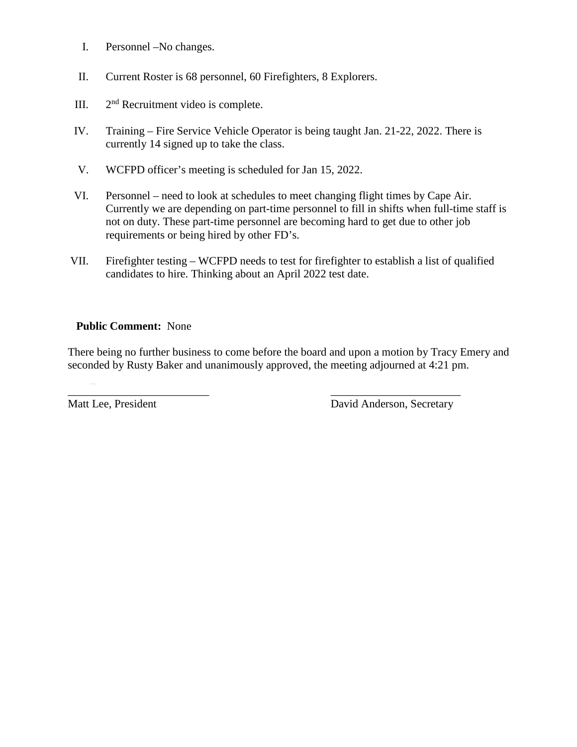I. Personnel –No changes.

II. Current Roster is 68 personnel, 60 Firefighters, 8 Explorers.

III. 2nd Recruitment video is complete.

IV. Training – Fire Service Vehicle Operator is being taught Jan. 21-22, 2022. There is currently 14 signed up to take the class.

V. WCFPD officer's meeting is scheduled for Jan 15, 2022.

VI. Personnel – need to look at schedules to meet changing flight times by Cape Air. Currently we are depending on part-time personnel to fill in shifts when full-time staff is not on duty. These part-time personnel are becoming hard to get due to other job requirements or being hired by other FD's.

VII. Firefighter testing – WCFPD needs to test for firefighter to establish a list of qualified candidates to hire. Thinking about an April 2022 test date.

**Public Comment:** None

There being no further business to come before the board and upon a motion by Tracy Emery and seconded by Rusty Baker and unanimously approved, the meeting adjourned at 4:21 pm.

_________________________ _______________________

Matt Lee, President David Anderson, Secretary